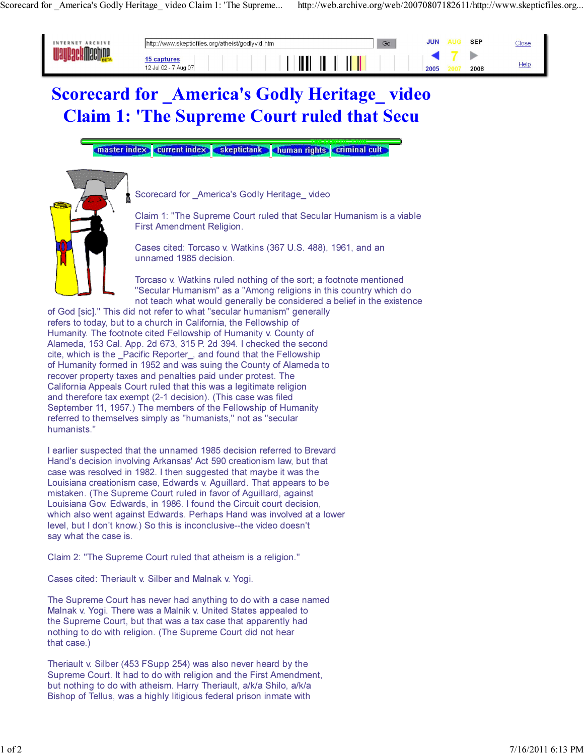# Scorecard for _America's Godly Heritage_ video Claim 1: 'The Supreme Court ruled that Secu

master index | current index | skeptictank | human rights | criminal cult

Scorecard for _America's Godly Heritage_ video

Claim 1: "The Supreme Court ruled that Secular Humanism is a viable First Amendment Religion.

Cases cited: Torcaso v. Watkins (367 U.S. 488), 1961, and an unnamed 1985 decision.

Torcaso v. Watkins ruled nothing of the sort; a footnote mentioned "Secular Humanism" as a "Among religions in this country which do not teach what would generally be considered a belief in the existence of God [sic]." This did not refer to what "secular humanism" generally refers to today, but to a church in California, the Fellowship of Humanity. The footnote cited Fellowship of Humanity v. County of Alameda, 153 Cal. App. 2d 673, 315 P. 2d 394. I checked the second cite, which is the _Pacific Reporter_, and found that the Fellowship of Humanity formed in 1952 and was suing the County of Alameda to recover property taxes and penalties paid under protest. The California Appeals Court ruled that this was a legitimate religion and therefore tax exempt (2-1 decision). (This case was filed September 11, 1957.) The members of the Fellowship of Humanity referred to themselves simply as "humanists," not as "secular humanists."

I earlier suspected that the unnamed 1985 decision referred to Brevard Hand's decision involving Arkansas' Act 590 creationism law, but that case was resolved in 1982. I then suggested that maybe it was the Louisiana creationism case, Edwards v. Aguillard. That appears to be mistaken. (The Supreme Court ruled in favor of Aguillard, against Louisiana Gov. Edwards, in 1986. I found the Circuit court decision, which also went against Edwards. Perhaps Hand was involved at a lower level, but I don't know.) So this is inconclusive--the video doesn't say what the case is.

Claim 2: "The Supreme Court ruled that atheism is a religion."

Cases cited: Theriault v. Silber and Malnak v. Yogi.

The Supreme Court has never had anything to do with a case named Malnak v. Yogi. There was a Malnik v. United States appealed to the Supreme Court, but that was a tax case that apparently had nothing to do with religion. (The Supreme Court did not hear that case.)

Theriault v. Silber (453 FSupp 254) was also never heard by the Supreme Court. It had to do with religion and the First Amendment, but nothing to do with atheism. Harry Theriault, a/k/a Shilo, a/k/a Bishop of Tellus, was a highly litigious federal prison inmate with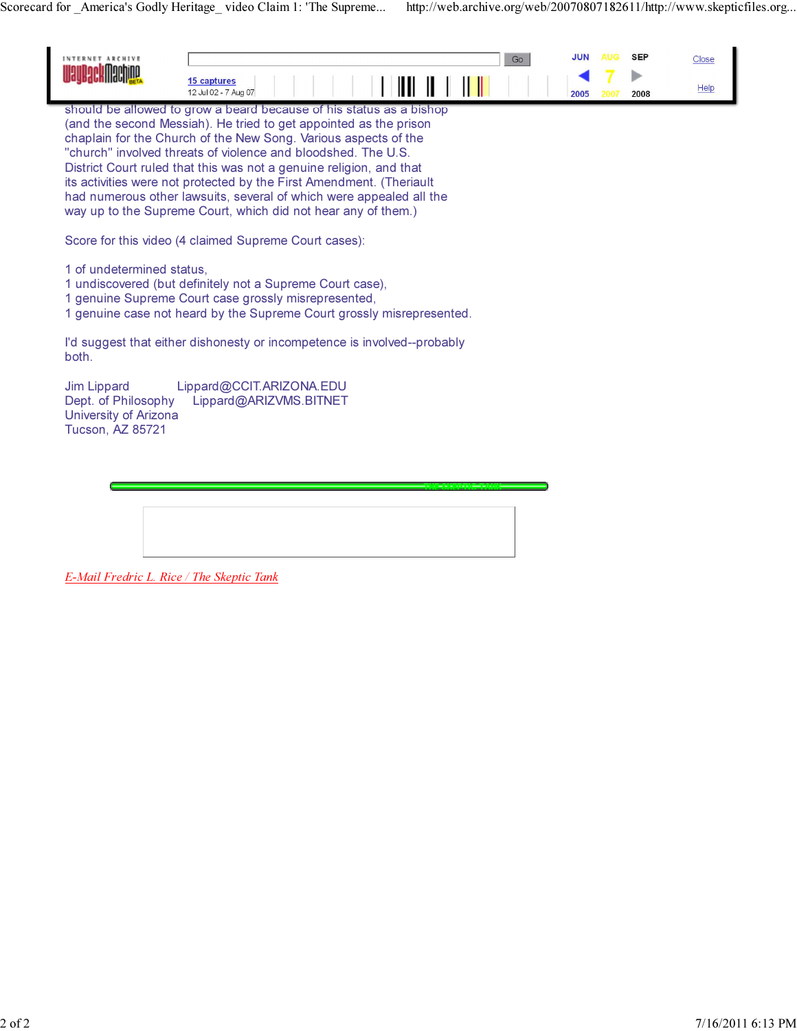should be allowed to grow a beard because of his status as a bishop (and the second Messiah). He tried to get appointed as the prison chaplain for the Church of the New Song. Various aspects of the "church" involved threats of violence and bloodshed. The U.S. District Court ruled that this was not a genuine religion, and that its activities were not protected by the First Amendment. (Theriault had numerous other lawsuits, several of which were appealed all the way up to the Supreme Court, which did not hear any of them.)

Score for this video (4 claimed Supreme Court cases):

1 of undetermined status,
1 undiscovered (but definitely not a Supreme Court case),
1 genuine Supreme Court case grossly misrepresented,
1 genuine case not heard by the Supreme Court grossly misrepresented.

I'd suggest that either dishonesty or incompetence is involved--probably both.

Jim Lippard Lippard@CCIT.ARIZONA.EDU
Dept. of Philosophy Lippard@ARIZVMS.BITNET
University of Arizona
Tucson, AZ 85721

*E-Mail Fredric L. Rice / The Skeptic Tank*